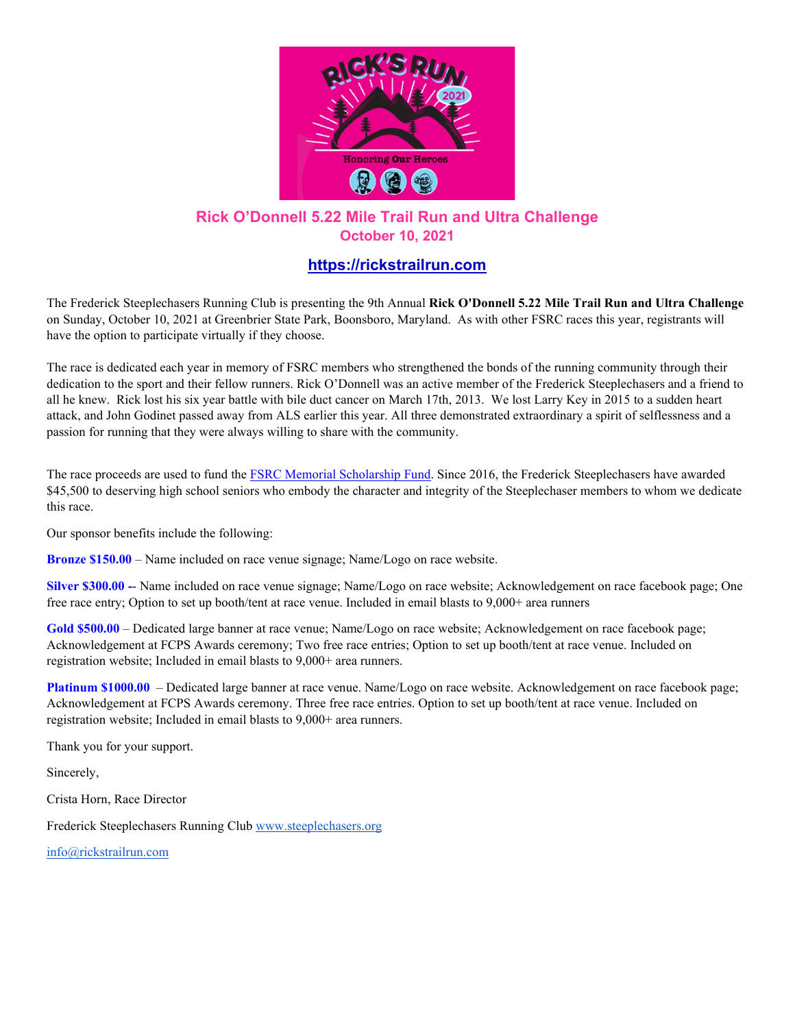# Rick O'Donnell 5.22 Mile Trail Run and Ultra Challenge

## October 10, 2021

### [https://rickstrailrun.com](https://rickstrailrun.com)

The Frederick Steeplechasers Running Club is presenting the 9th Annual **Rick O'Donnell 5.22 Mile Trail Run and Ultra Challenge** on Sunday, October 10, 2021 at Greenbrier State Park, Boonsboro, Maryland. As with other FSRC races this year, registrants will have the option to participate virtually if they choose.

The race is dedicated each year in memory of FSRC members who strengthened the bonds of the running community through their dedication to the sport and their fellow runners. Rick O'Donnell was an active member of the Frederick Steeplechasers and a friend to all he knew. Rick lost his six year battle with bile duct cancer on March 17th, 2013. We lost Larry Key in 2015 to a sudden heart attack, and John Godinet passed away from ALS earlier this year. All three demonstrated extraordinary a spirit of selflessness and a passion for running that they were always willing to share with the community.

The race proceeds are used to fund the FSRC Memorial Scholarship Fund. Since 2016, the Frederick Steeplechasers have awarded $45,500 to deserving high school seniors who embody the character and integrity of the Steeplechaser members to whom we dedicate this race.

Our sponsor benefits include the following:

**Bronze $150.00** – Name included on race venue signage; Name/Logo on race website.

**Silver $300.00 --** Name included on race venue signage; Name/Logo on race website; Acknowledgement on race facebook page; One free race entry; Option to set up booth/tent at race venue. Included in email blasts to 9,000+ area runners

**Gold $500.00** – Dedicated large banner at race venue; Name/Logo on race website; Acknowledgement on race facebook page; Acknowledgement at FCPS Awards ceremony; Two free race entries; Option to set up booth/tent at race venue. Included on registration website; Included in email blasts to 9,000+ area runners.

**Platinum $1000.00** – Dedicated large banner at race venue. Name/Logo on race website. Acknowledgement on race facebook page; Acknowledgement at FCPS Awards ceremony. Three free race entries. Option to set up booth/tent at race venue. Included on registration website; Included in email blasts to 9,000+ area runners.

Thank you for your support.

Sincerely,

Crista Horn, Race Director

Frederick Steeplechasers Running Club [www.steeplechasers.org](http://www.steeplechasers.org)

[info@rickstrailrun.com](mailto:info@rickstrailrun.com)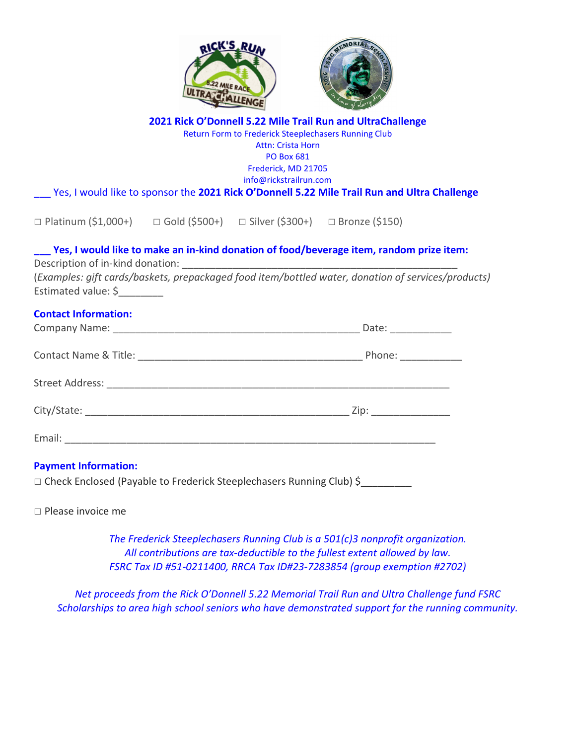## 2021 Rick O'Donnell 5.22 Mile Trail Run and UltraChallenge

Return Form to Frederick Steeplechasers Running Club
Attn: Crista Horn
PO Box 681
Frederick, MD 21705
info@rickstrailrun.com

___ Yes, I would like to sponsor the **2021 Rick O'Donnell 5.22 Mile Trail Run and Ultra Challenge**

☐ Platinum ($1,000+) ☐ Gold ($500+) ☐ Silver ($300+) ☐ Bronze ($150)

**___ Yes, I would like to make an in-kind donation of food/beverage item, random prize item:**

Description of in-kind donation: ___________________________________________________

(*Examples: gift cards/baskets, prepackaged food item/bottled water, donation of services/products)*

Estimated value: $________

### Contact Information:

Company Name: _____________________________________________ Date: ___________

Contact Name & Title: _________________________________________ Phone: ___________

Street Address: _______________________________________________________________

City/State: ________________________________________________ Zip: ______________

Email: ___________________________________________________________________

### Payment Information:

☐ Check Enclosed (Payable to Frederick Steeplechasers Running Club) $_________

☐ Please invoice me

*The Frederick Steeplechasers Running Club is a 501(c)3 nonprofit organization.*
*All contributions are tax-deductible to the fullest extent allowed by law.*
*FSRC Tax ID #51-0211400, RRCA Tax ID#23-7283854 (group exemption #2702)*

*Net proceeds from the Rick O'Donnell 5.22 Memorial Trail Run and Ultra Challenge fund FSRC Scholarships to area high school seniors who have demonstrated support for the running community.*